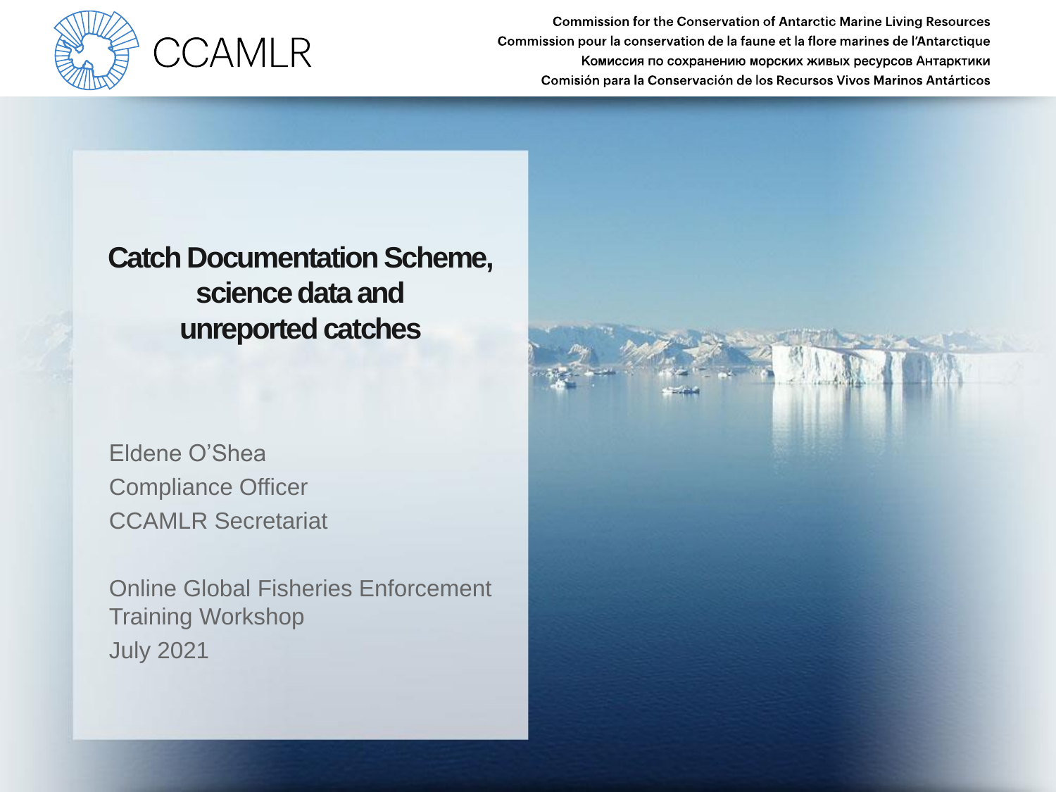CCAMLR

Commission for the Conservation of Antarctic Marine Living Resources
Commission pour la conservation de la faune et la flore marines de l'Antarctique
Комиссия по сохранению морских живых ресурсов Антарктики
Comisión para la Conservación de los Recursos Vivos Marinos Antárticos

# Catch Documentation Scheme, science data and unreported catches

Eldene O'Shea
Compliance Officer
CCAMLR Secretariat

Online Global Fisheries Enforcement Training Workshop
July 2021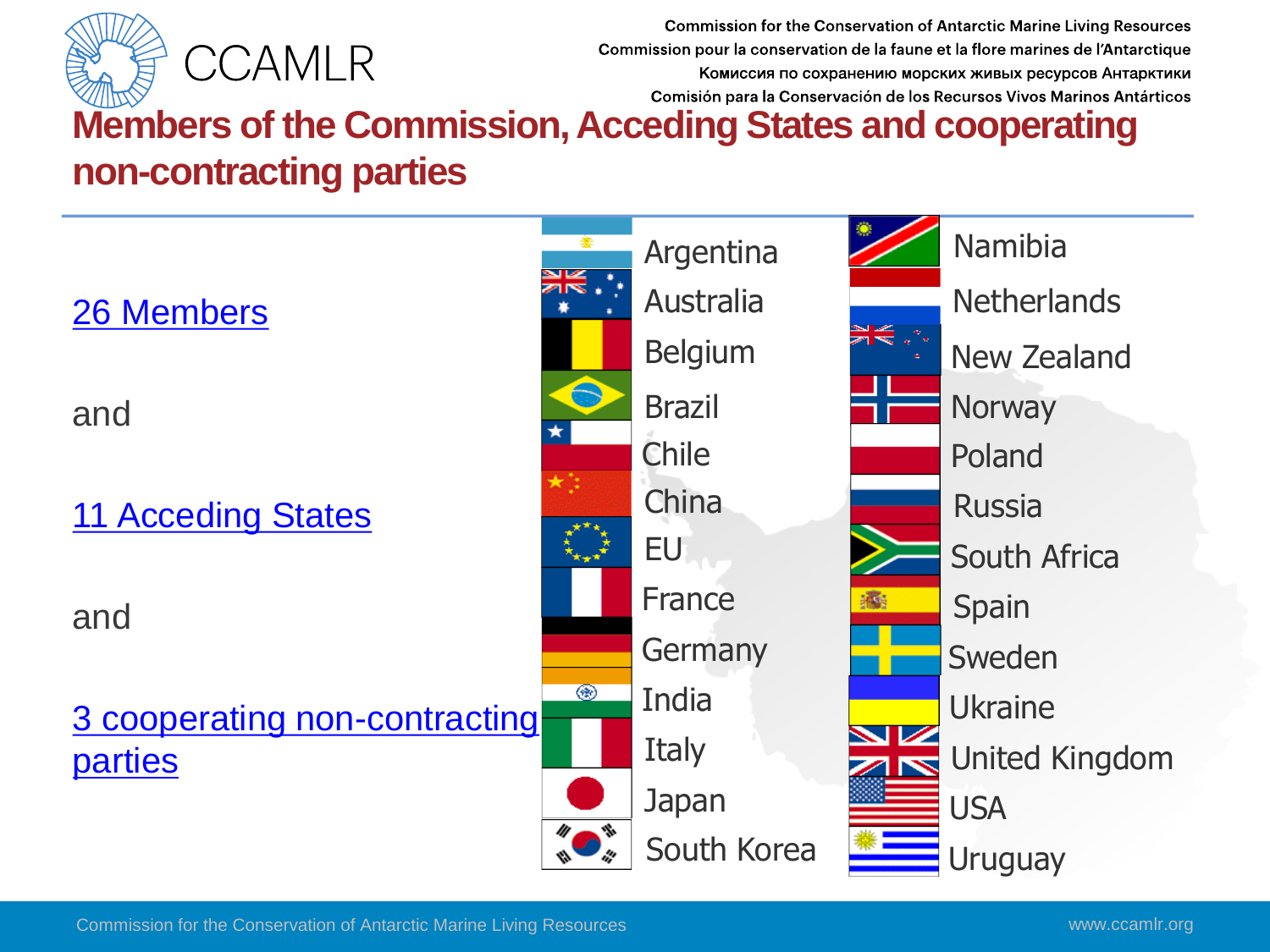Commission for the Conservation of Antarctic Marine Living Resources
Commission pour la conservation de la faune et la flore marines de l'Antarctique
Комиссия по сохранению морских живых ресурсов Антарктики
Comisión para la Conservación de los Recursos Vivos Marinos Antárticos

# Members of the Commission, Acceding States and cooperating non-contracting parties

26 Members

and

11 Acceding States

and

3 cooperating non-contracting parties

- Argentina
- Australia
- Belgium
- Brazil
- Chile
- China
- EU
- France
- Germany
- India
- Italy
- Japan
- South Korea
- Namibia
- Netherlands
- New Zealand
- Norway
- Poland
- Russia
- South Africa
- Spain
- Sweden
- Ukraine
- United Kingdom
- USA
- Uruguay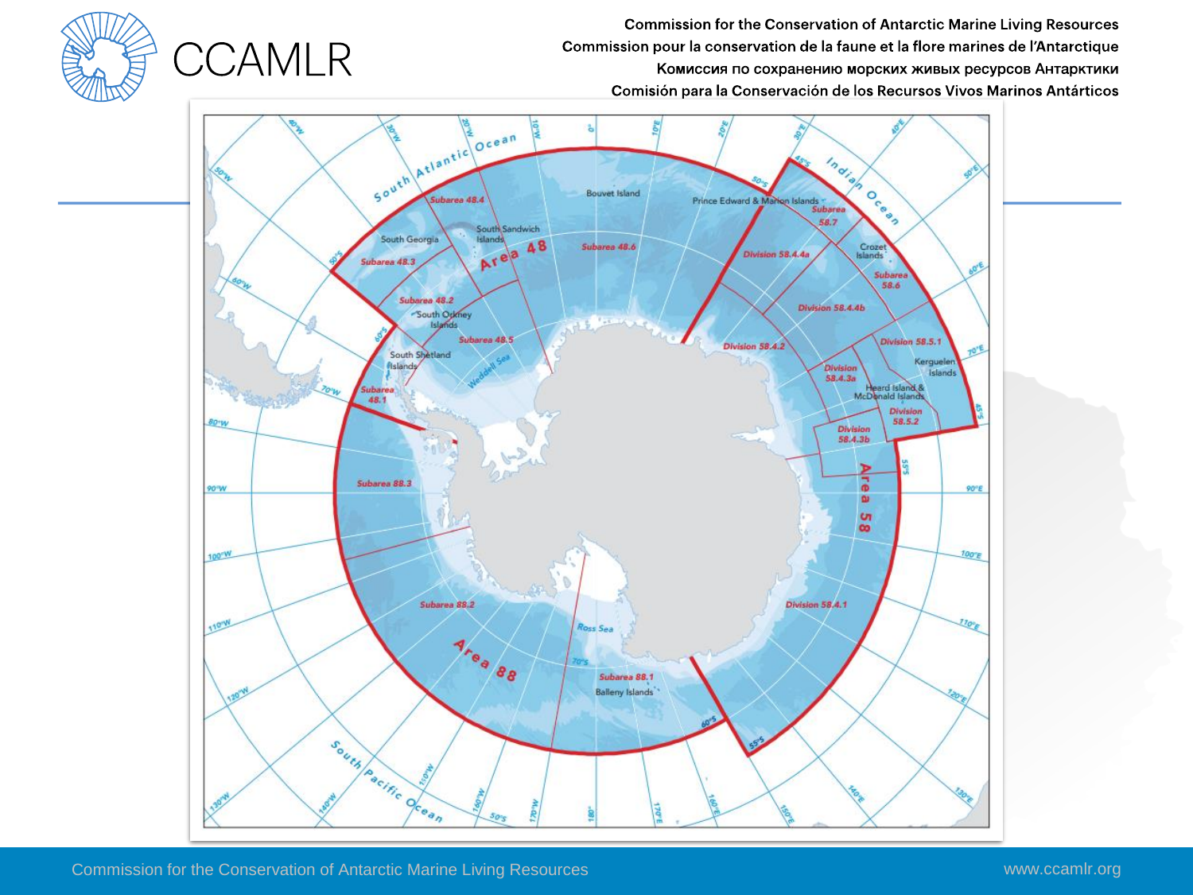Commission for the Conservation of Antarctic Marine Living Resources
Commission pour la conservation de la faune et la flore marines de l'Antarctique
Комиссия по сохранению морских живых ресурсов Антарктики
Comisión para la Conservación de los Recursos Vivos Marinos Antárticos

- South Atlantic Ocean
- Indian Ocean
- South Pacific Ocean
- Area 48
- Subarea 48.1
- Subarea 48.2
- Subarea 48.3
- Subarea 48.4
- Subarea 48.5
- Subarea 48.6
- Area 58
- Subarea 58.6
- Subarea 58.7
- Division 58.4.1
- Division 58.4.2
- Division 58.4.3a
- Division 58.4.3b
- Division 58.4.4a
- Division 58.4.4b
- Division 58.5.1
- Division 58.5.2
- Area 88
- Subarea 88.1
- Subarea 88.2
- Subarea 88.3
- South Georgia
- South Sandwich Islands
- South Orkney Islands
- South Shetland Islands
- Bouvet Island
- Prince Edward & Marion Islands
- Crozet Islands
- Kerguelen Islands
- Heard Island & McDonald Islands
- Balleny Islands
- Weddell Sea
- Ross Sea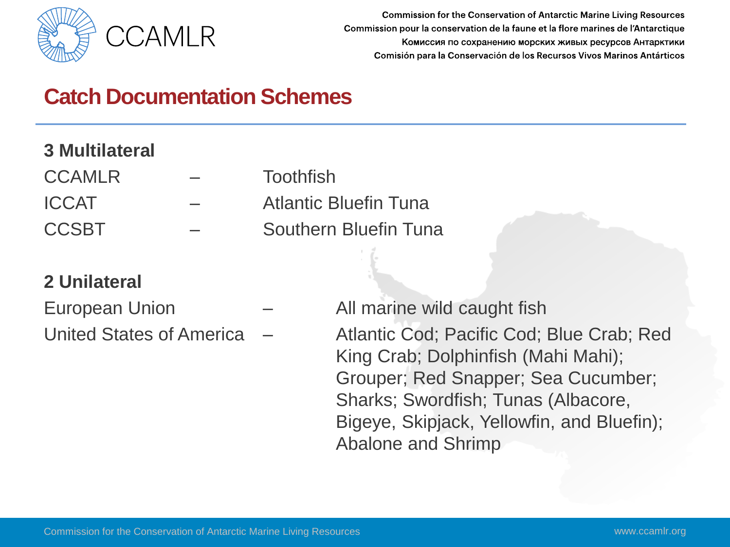# Catch Documentation Schemes

**3 Multilateral**

| | | |
|---|---|---|
| CCAMLR | – | Toothfish |
| ICCAT | – | Atlantic Bluefin Tuna |
| CCSBT | – | Southern Bluefin Tuna |

**2 Unilateral**

| | | |
|---|---|---|
| European Union | – | All marine wild caught fish |
| United States of America | – | Atlantic Cod; Pacific Cod; Blue Crab; Red King Crab; Dolphinfish (Mahi Mahi); Grouper; Red Snapper; Sea Cucumber; Sharks; Swordfish; Tunas (Albacore, Bigeye, Skipjack, Yellowfin, and Bluefin); Abalone and Shrimp |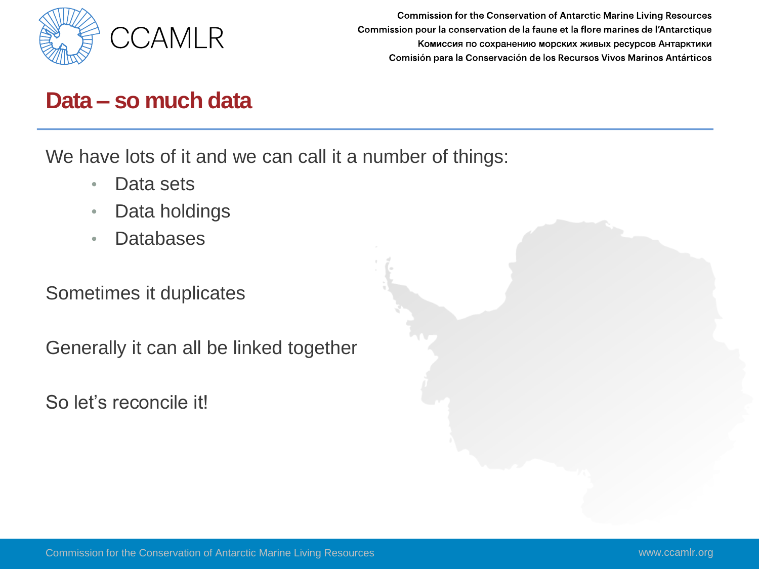## Data – so much data

We have lots of it and we can call it a number of things:

- Data sets
- Data holdings
- Databases

Sometimes it duplicates

Generally it can all be linked together

So let's reconcile it!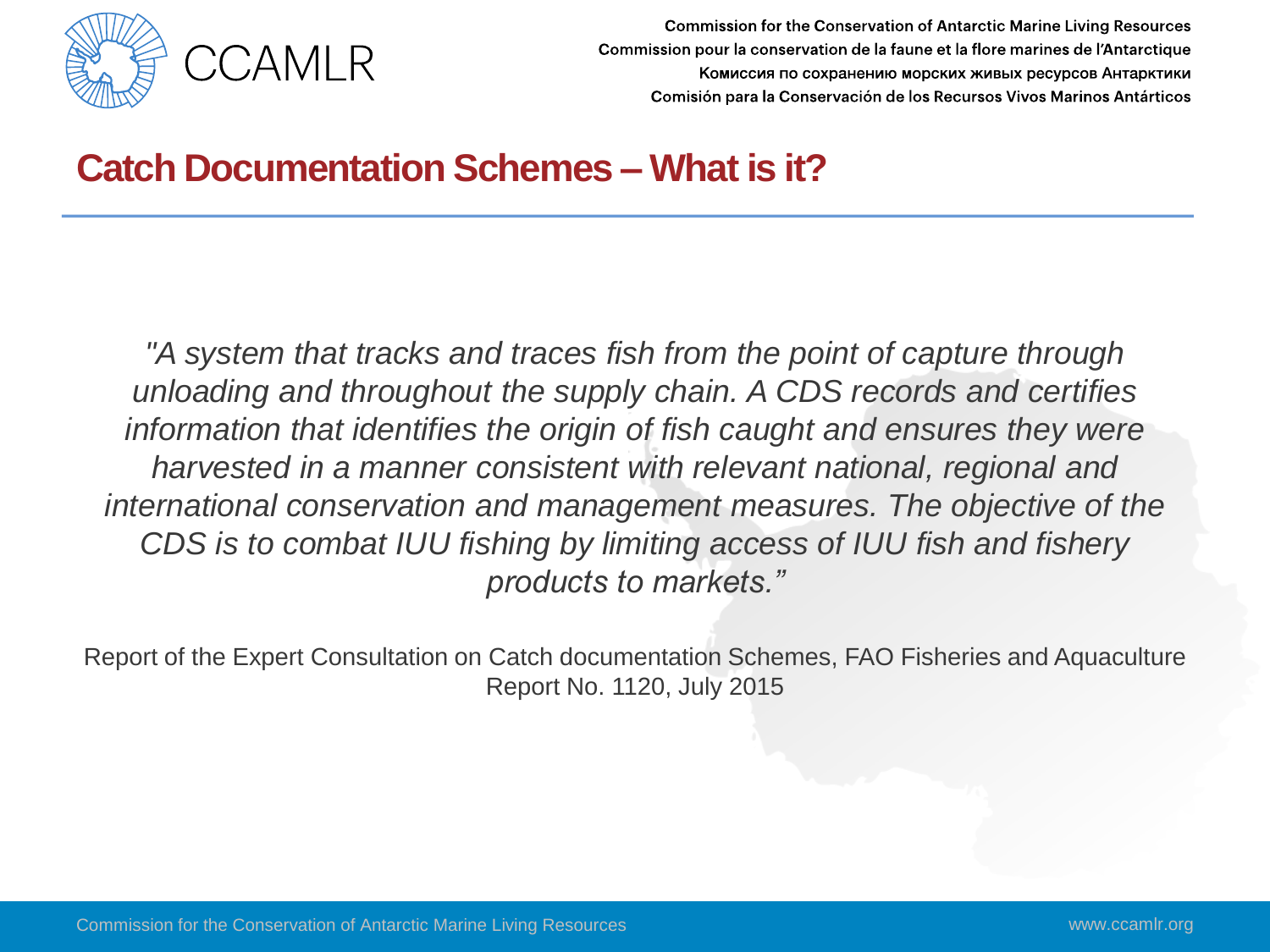# Catch Documentation Schemes – What is it?

*"A system that tracks and traces fish from the point of capture through unloading and throughout the supply chain. A CDS records and certifies information that identifies the origin of fish caught and ensures they were harvested in a manner consistent with relevant national, regional and international conservation and management measures. The objective of the CDS is to combat IUU fishing by limiting access of IUU fish and fishery products to markets."*

Report of the Expert Consultation on Catch documentation Schemes, FAO Fisheries and Aquaculture Report No. 1120, July 2015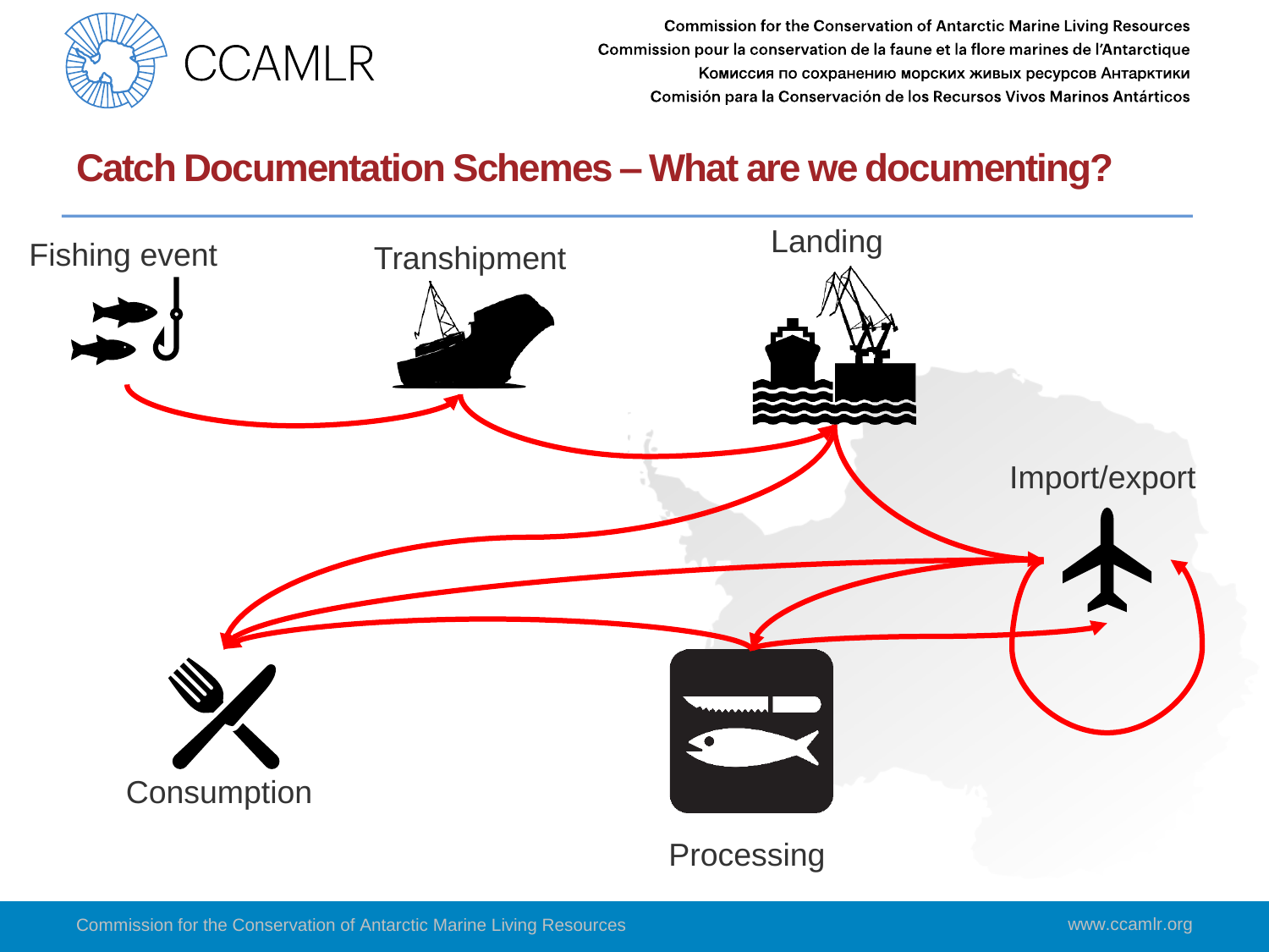# Catch Documentation Schemes – What are we documenting?

Fishing event

Transhipment

Landing

Import/export

Consumption

Processing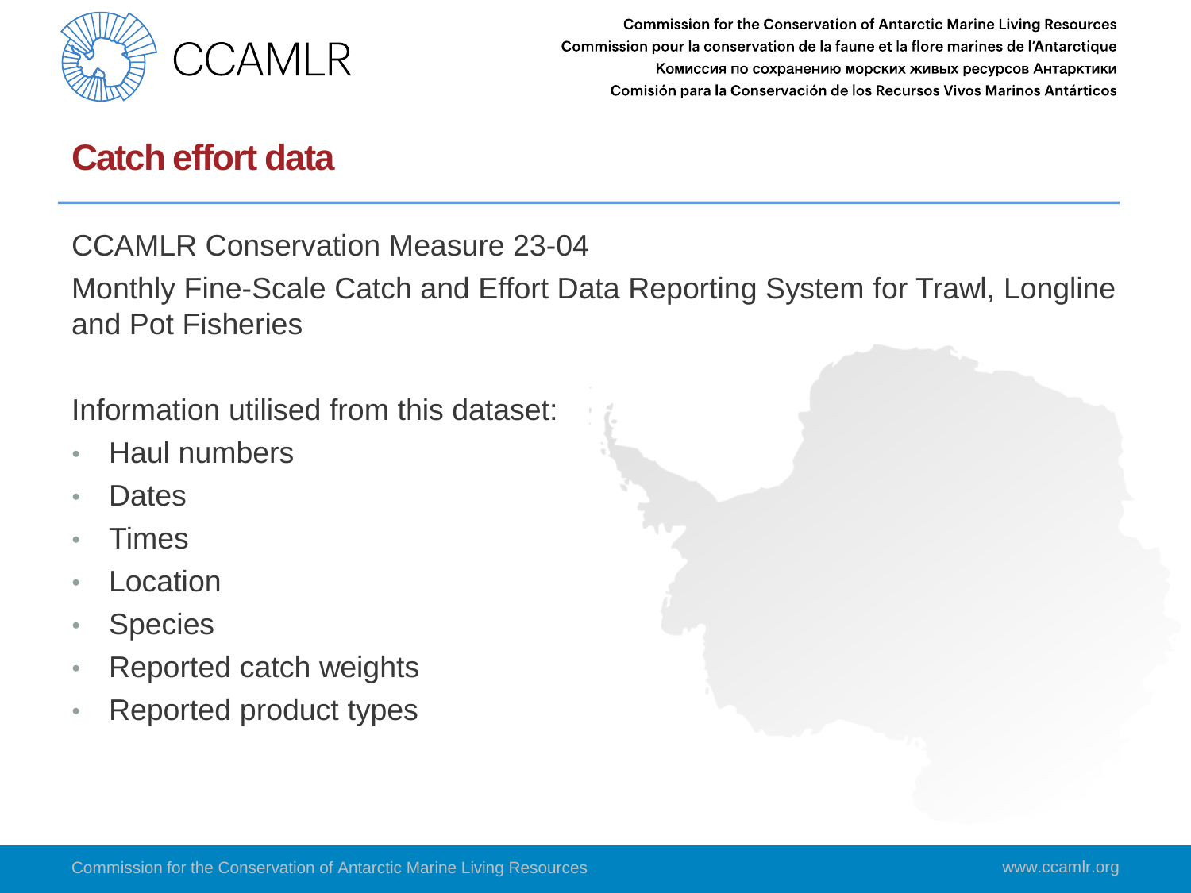# Catch effort data

CCAMLR Conservation Measure 23-04

Monthly Fine-Scale Catch and Effort Data Reporting System for Trawl, Longline and Pot Fisheries

Information utilised from this dataset:

- Haul numbers
- Dates
- Times
- Location
- Species
- Reported catch weights
- Reported product types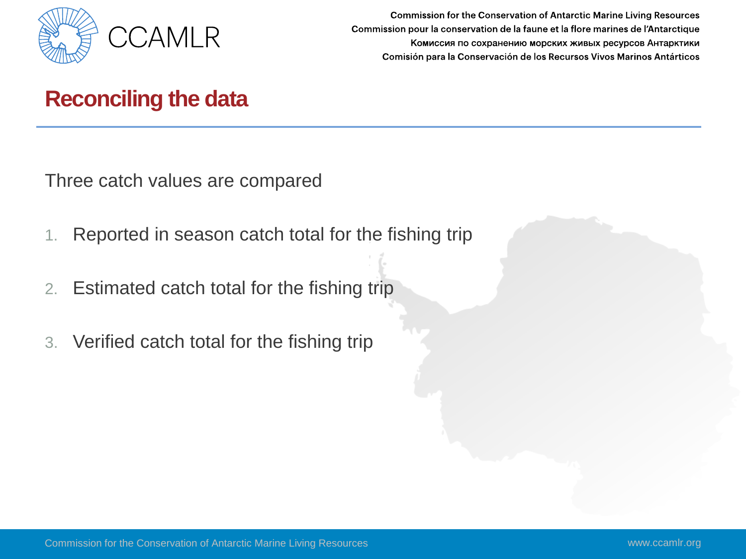## Reconciling the data

Three catch values are compared

1. Reported in season catch total for the fishing trip
2. Estimated catch total for the fishing trip
3. Verified catch total for the fishing trip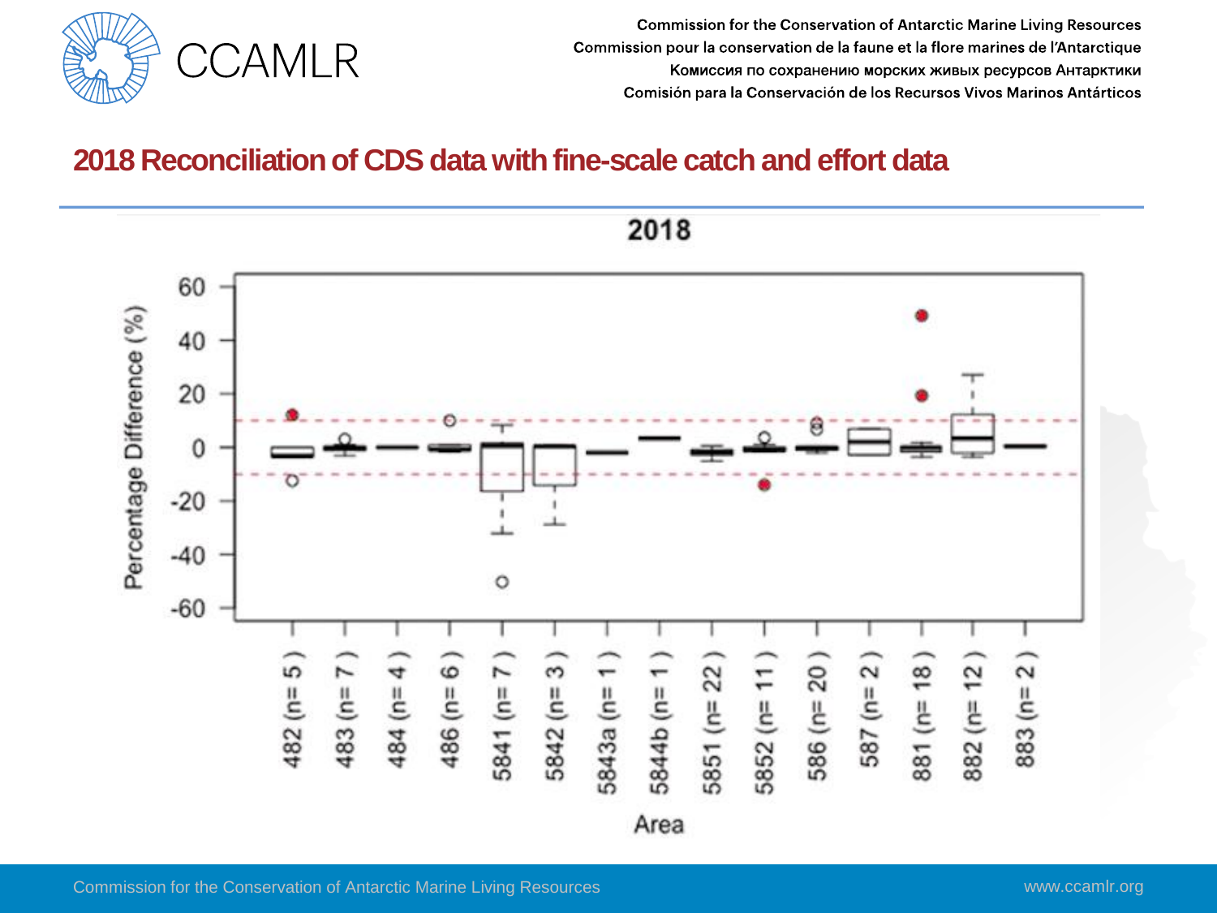## 2018 Reconciliation of CDS data with fine-scale catch and effort data

2018

Percentage Difference (%)

Area

482 (n= 5), 483 (n= 7), 484 (n= 4), 486 (n= 6), 5841 (n= 7), 5842 (n= 3), 5843a (n= 1), 5844b (n= 1), 5851 (n= 22), 5852 (n= 11), 586 (n= 20), 587 (n= 2), 881 (n= 18), 882 (n= 12), 883 (n= 2)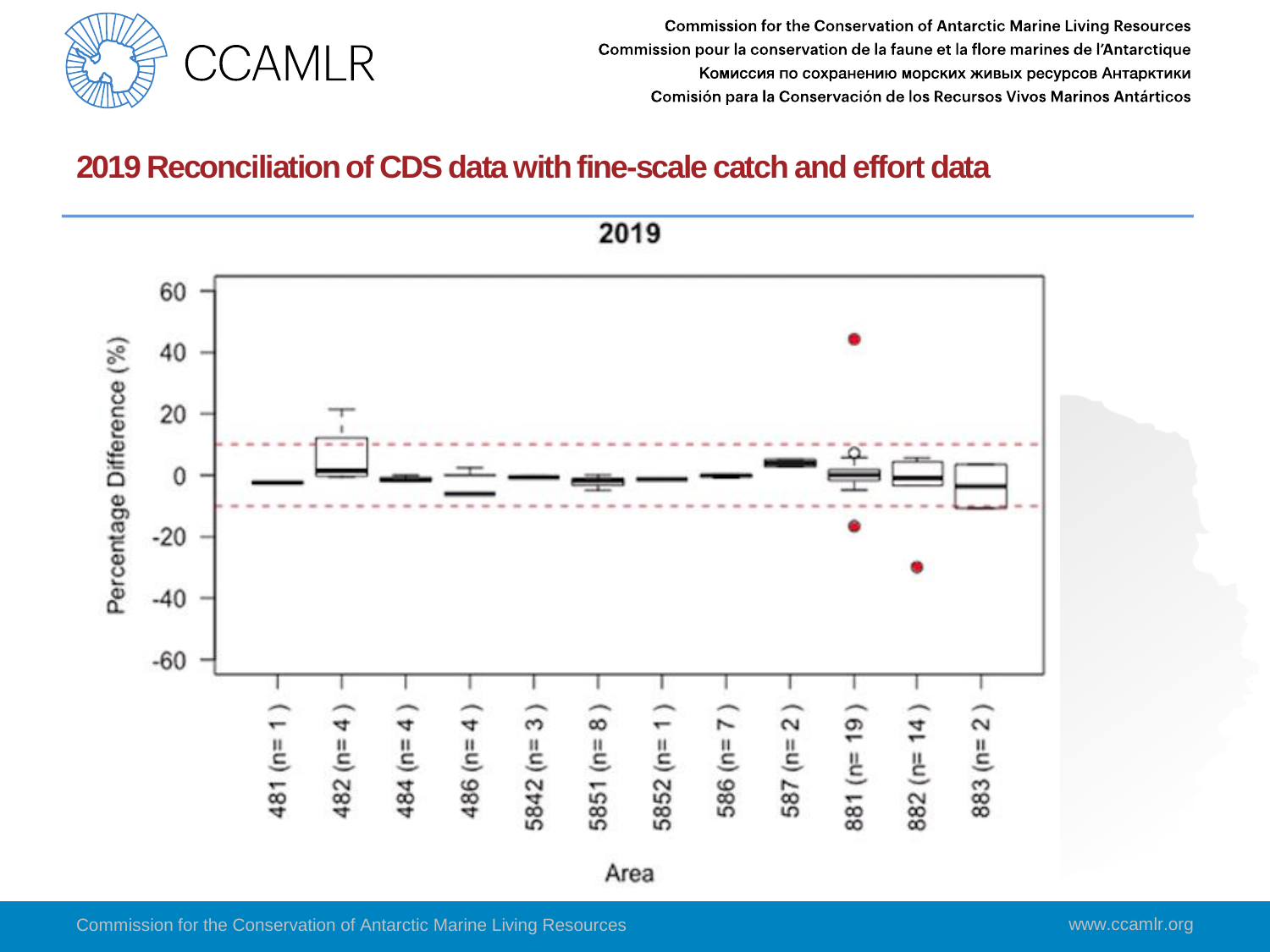## 2019 Reconciliation of CDS data with fine-scale catch and effort data

**2019**

Percentage Difference (%)

60, 40, 20, 0, -20, -40, -60

481 (n= 1 ) | 482 (n= 4 ) | 484 (n= 4 ) | 486 (n= 4 ) | 5842 (n= 3 ) | 5851 (n= 8 ) | 5852 (n= 1 ) | 586 (n= 7 ) | 587 (n= 2 ) | 881 (n= 19 ) | 882 (n= 14 ) | 883 (n= 2 )

Area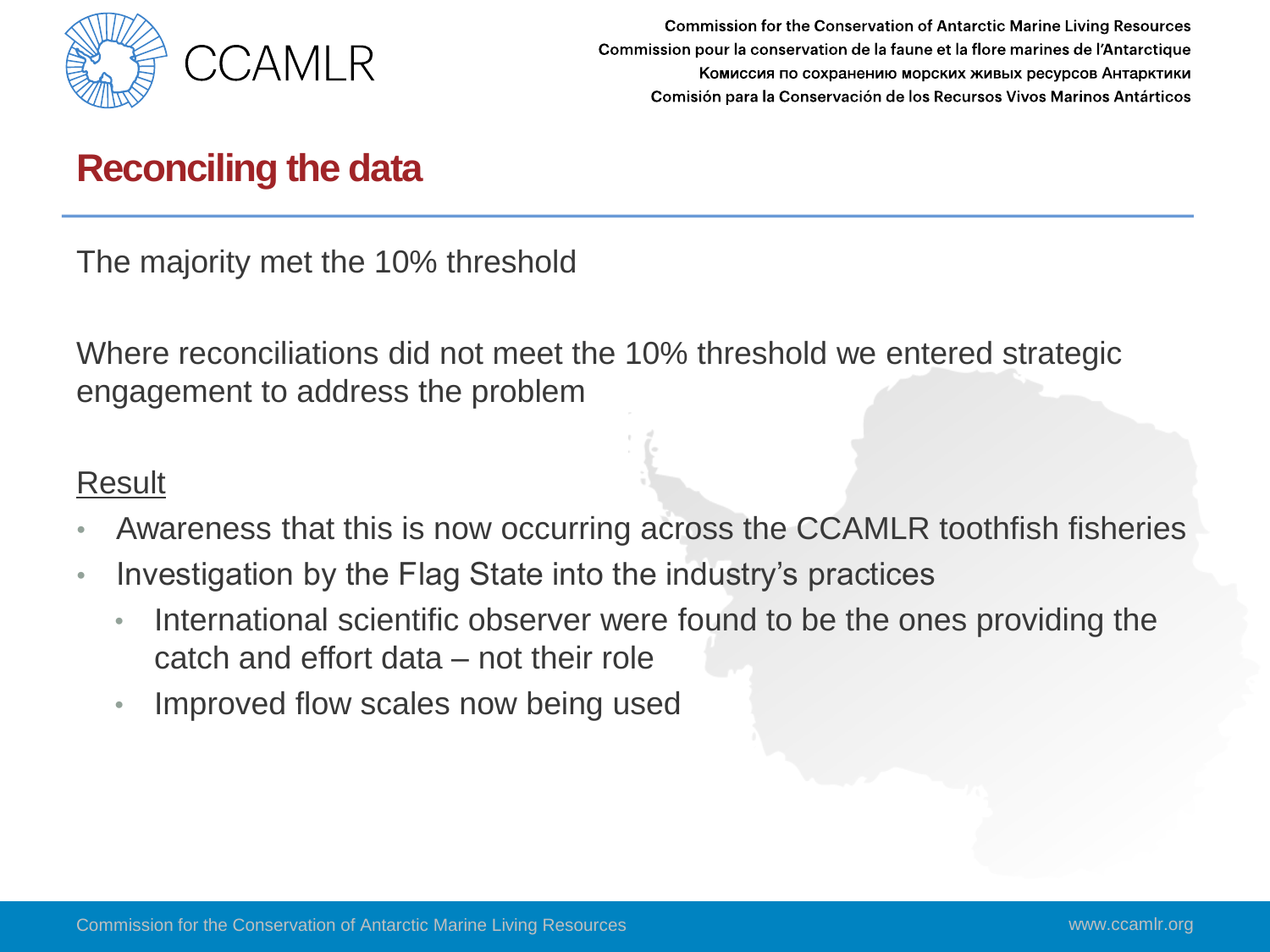## Reconciling the data

The majority met the 10% threshold

Where reconciliations did not meet the 10% threshold we entered strategic engagement to address the problem

Result

- Awareness that this is now occurring across the CCAMLR toothfish fisheries
- Investigation by the Flag State into the industry's practices
  - International scientific observer were found to be the ones providing the catch and effort data – not their role
  - Improved flow scales now being used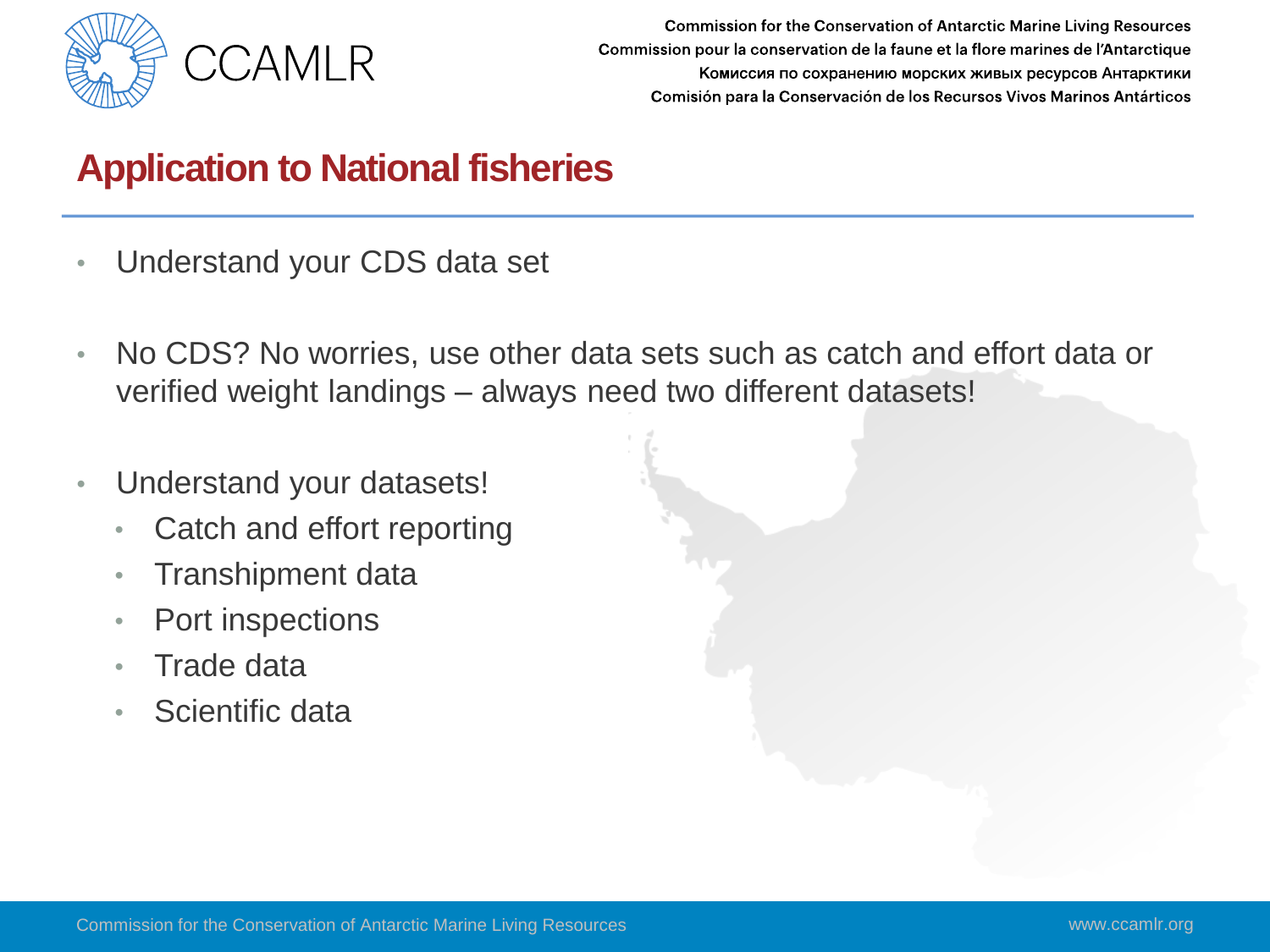# Application to National fisheries

- Understand your CDS data set
- No CDS? No worries, use other data sets such as catch and effort data or verified weight landings – always need two different datasets!
- Understand your datasets!
  - Catch and effort reporting
  - Transhipment data
  - Port inspections
  - Trade data
  - Scientific data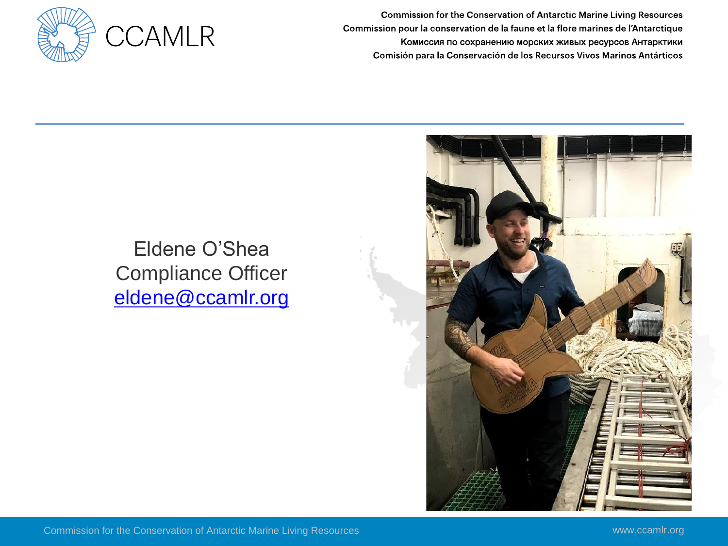Eldene O'Shea
Compliance Officer
eldene@ccamlr.org